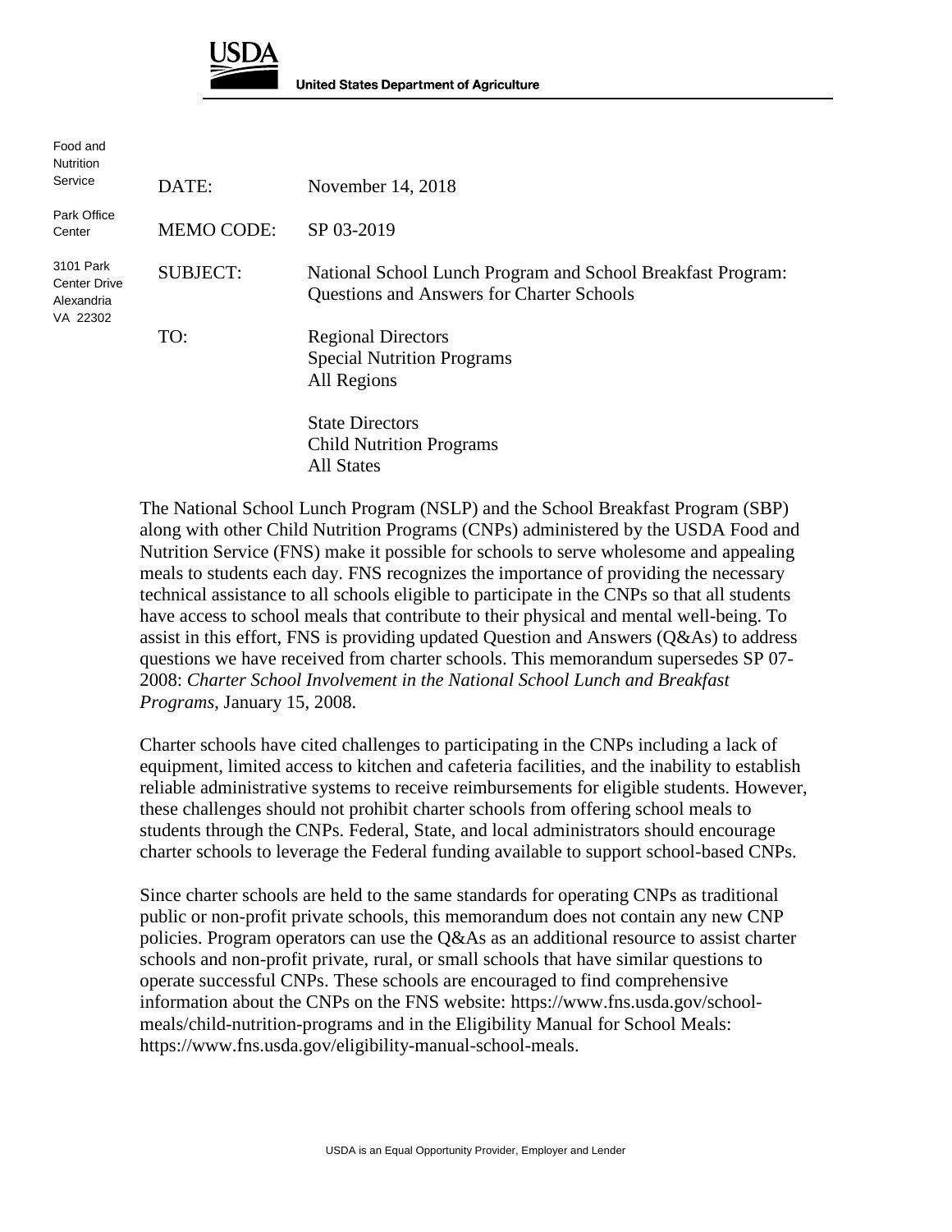**USDA**

**United States Department of Agriculture**

Food and Nutrition Service

Park Office Center

3101 Park Center Drive
Alexandria
VA 22302

| | |
|---|---|
| DATE: | November 14, 2018 |
| MEMO CODE: | SP 03-2019 |
| SUBJECT: | National School Lunch Program and School Breakfast Program: Questions and Answers for Charter Schools |
| TO: | Regional Directors<br>Special Nutrition Programs<br>All Regions<br><br>State Directors<br>Child Nutrition Programs<br>All States |

The National School Lunch Program (NSLP) and the School Breakfast Program (SBP) along with other Child Nutrition Programs (CNPs) administered by the USDA Food and Nutrition Service (FNS) make it possible for schools to serve wholesome and appealing meals to students each day. FNS recognizes the importance of providing the necessary technical assistance to all schools eligible to participate in the CNPs so that all students have access to school meals that contribute to their physical and mental well-being. To assist in this effort, FNS is providing updated Question and Answers (Q&As) to address questions we have received from charter schools. This memorandum supersedes SP 07-2008: *Charter School Involvement in the National School Lunch and Breakfast Programs*, January 15, 2008.

Charter schools have cited challenges to participating in the CNPs including a lack of equipment, limited access to kitchen and cafeteria facilities, and the inability to establish reliable administrative systems to receive reimbursements for eligible students. However, these challenges should not prohibit charter schools from offering school meals to students through the CNPs. Federal, State, and local administrators should encourage charter schools to leverage the Federal funding available to support school-based CNPs.

Since charter schools are held to the same standards for operating CNPs as traditional public or non-profit private schools, this memorandum does not contain any new CNP policies. Program operators can use the Q&As as an additional resource to assist charter schools and non-profit private, rural, or small schools that have similar questions to operate successful CNPs. These schools are encouraged to find comprehensive information about the CNPs on the FNS website: https://www.fns.usda.gov/school-meals/child-nutrition-programs and in the Eligibility Manual for School Meals: https://www.fns.usda.gov/eligibility-manual-school-meals.

USDA is an Equal Opportunity Provider, Employer and Lender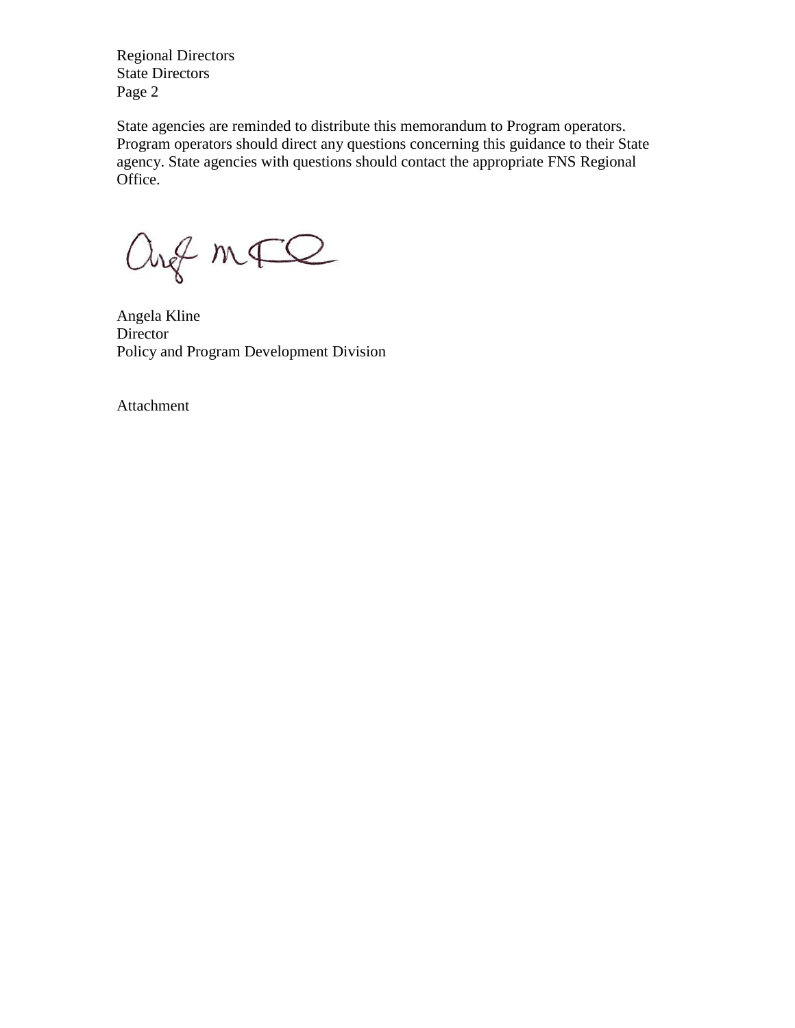Regional Directors
State Directors
Page 2

State agencies are reminded to distribute this memorandum to Program operators. Program operators should direct any questions concerning this guidance to their State agency. State agencies with questions should contact the appropriate FNS Regional Office.

Angela Kline
Director
Policy and Program Development Division

Attachment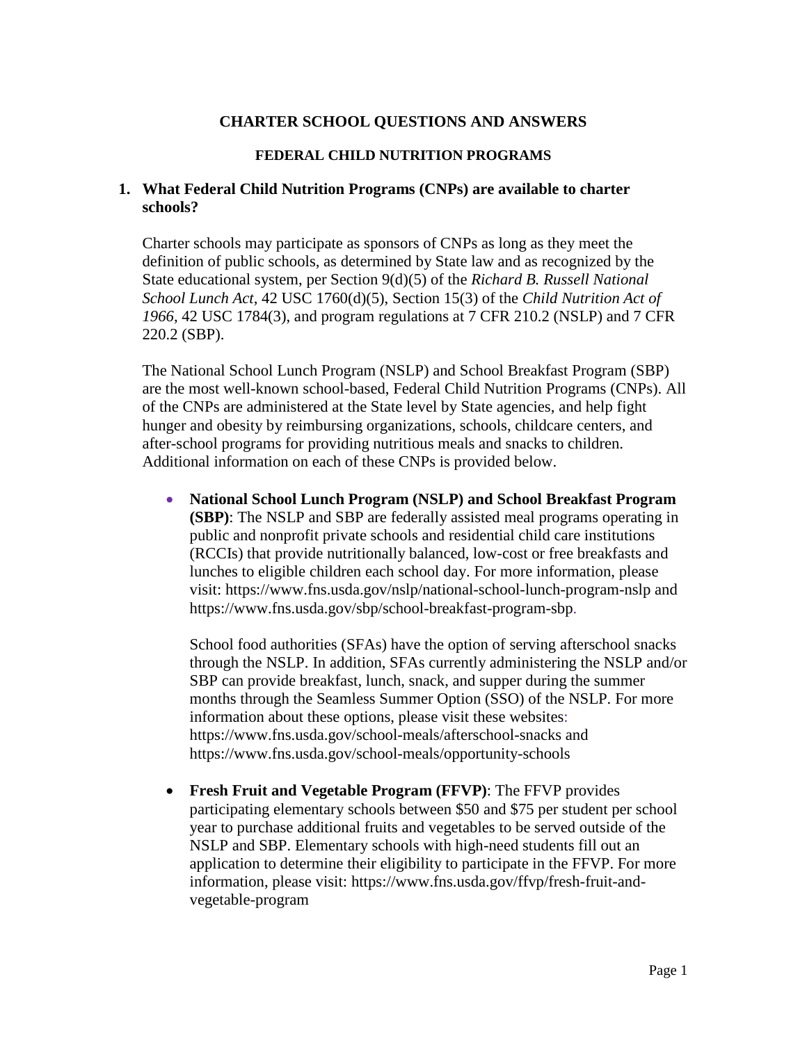# CHARTER SCHOOL QUESTIONS AND ANSWERS

## FEDERAL CHILD NUTRITION PROGRAMS

### 1. What Federal Child Nutrition Programs (CNPs) are available to charter schools?

Charter schools may participate as sponsors of CNPs as long as they meet the definition of public schools, as determined by State law and as recognized by the State educational system, per Section 9(d)(5) of the *Richard B. Russell National School Lunch Act*, 42 USC 1760(d)(5), Section 15(3) of the *Child Nutrition Act of 1966*, 42 USC 1784(3), and program regulations at 7 CFR 210.2 (NSLP) and 7 CFR 220.2 (SBP).

The National School Lunch Program (NSLP) and School Breakfast Program (SBP) are the most well-known school-based, Federal Child Nutrition Programs (CNPs). All of the CNPs are administered at the State level by State agencies, and help fight hunger and obesity by reimbursing organizations, schools, childcare centers, and after-school programs for providing nutritious meals and snacks to children. Additional information on each of these CNPs is provided below.

- **National School Lunch Program (NSLP) and School Breakfast Program (SBP)**: The NSLP and SBP are federally assisted meal programs operating in public and nonprofit private schools and residential child care institutions (RCCIs) that provide nutritionally balanced, low-cost or free breakfasts and lunches to eligible children each school day. For more information, please visit: https://www.fns.usda.gov/nslp/national-school-lunch-program-nslp and https://www.fns.usda.gov/sbp/school-breakfast-program-sbp.

  School food authorities (SFAs) have the option of serving afterschool snacks through the NSLP. In addition, SFAs currently administering the NSLP and/or SBP can provide breakfast, lunch, snack, and supper during the summer months through the Seamless Summer Option (SSO) of the NSLP. For more information about these options, please visit these websites: https://www.fns.usda.gov/school-meals/afterschool-snacks and https://www.fns.usda.gov/school-meals/opportunity-schools

- **Fresh Fruit and Vegetable Program (FFVP)**: The FFVP provides participating elementary schools between $50 and $75 per student per school year to purchase additional fruits and vegetables to be served outside of the NSLP and SBP. Elementary schools with high-need students fill out an application to determine their eligibility to participate in the FFVP. For more information, please visit: https://www.fns.usda.gov/ffvp/fresh-fruit-and-vegetable-program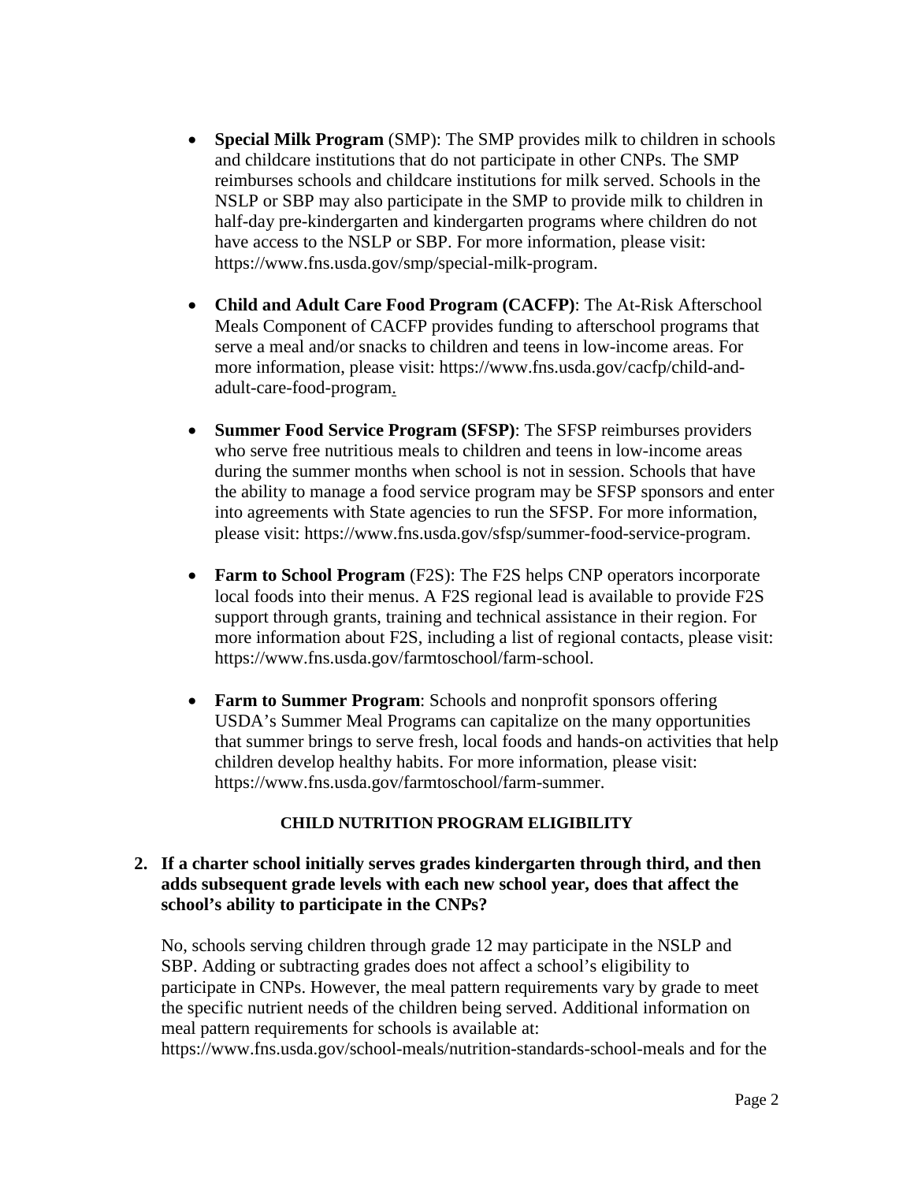- **Special Milk Program** (SMP): The SMP provides milk to children in schools and childcare institutions that do not participate in other CNPs. The SMP reimburses schools and childcare institutions for milk served. Schools in the NSLP or SBP may also participate in the SMP to provide milk to children in half-day pre-kindergarten and kindergarten programs where children do not have access to the NSLP or SBP. For more information, please visit: https://www.fns.usda.gov/smp/special-milk-program.

- **Child and Adult Care Food Program (CACFP)**: The At-Risk Afterschool Meals Component of CACFP provides funding to afterschool programs that serve a meal and/or snacks to children and teens in low-income areas. For more information, please visit: https://www.fns.usda.gov/cacfp/child-and-adult-care-food-program.

- **Summer Food Service Program (SFSP)**: The SFSP reimburses providers who serve free nutritious meals to children and teens in low-income areas during the summer months when school is not in session. Schools that have the ability to manage a food service program may be SFSP sponsors and enter into agreements with State agencies to run the SFSP. For more information, please visit: https://www.fns.usda.gov/sfsp/summer-food-service-program.

- **Farm to School Program** (F2S): The F2S helps CNP operators incorporate local foods into their menus. A F2S regional lead is available to provide F2S support through grants, training and technical assistance in their region. For more information about F2S, including a list of regional contacts, please visit: https://www.fns.usda.gov/farmtoschool/farm-school.

- **Farm to Summer Program**: Schools and nonprofit sponsors offering USDA's Summer Meal Programs can capitalize on the many opportunities that summer brings to serve fresh, local foods and hands-on activities that help children develop healthy habits. For more information, please visit: https://www.fns.usda.gov/farmtoschool/farm-summer.

## CHILD NUTRITION PROGRAM ELIGIBILITY

**2. If a charter school initially serves grades kindergarten through third, and then adds subsequent grade levels with each new school year, does that affect the school's ability to participate in the CNPs?**

No, schools serving children through grade 12 may participate in the NSLP and SBP. Adding or subtracting grades does not affect a school's eligibility to participate in CNPs. However, the meal pattern requirements vary by grade to meet the specific nutrient needs of the children being served. Additional information on meal pattern requirements for schools is available at: https://www.fns.usda.gov/school-meals/nutrition-standards-school-meals and for the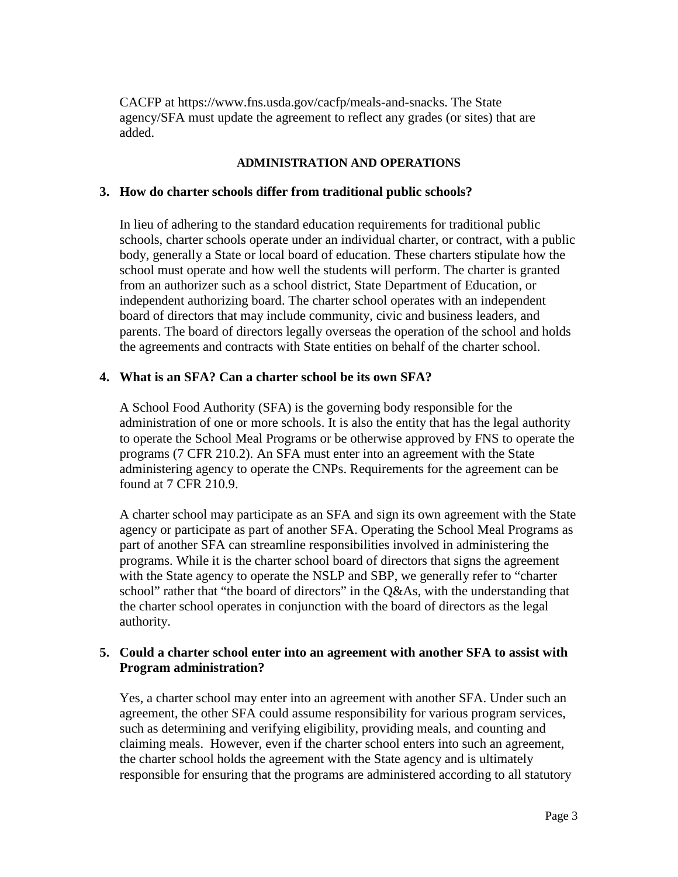CACFP at https://www.fns.usda.gov/cacfp/meals-and-snacks. The State agency/SFA must update the agreement to reflect any grades (or sites) that are added.

## ADMINISTRATION AND OPERATIONS

**3. How do charter schools differ from traditional public schools?**

In lieu of adhering to the standard education requirements for traditional public schools, charter schools operate under an individual charter, or contract, with a public body, generally a State or local board of education. These charters stipulate how the school must operate and how well the students will perform. The charter is granted from an authorizer such as a school district, State Department of Education, or independent authorizing board. The charter school operates with an independent board of directors that may include community, civic and business leaders, and parents. The board of directors legally overseas the operation of the school and holds the agreements and contracts with State entities on behalf of the charter school.

**4. What is an SFA? Can a charter school be its own SFA?**

A School Food Authority (SFA) is the governing body responsible for the administration of one or more schools. It is also the entity that has the legal authority to operate the School Meal Programs or be otherwise approved by FNS to operate the programs (7 CFR 210.2). An SFA must enter into an agreement with the State administering agency to operate the CNPs. Requirements for the agreement can be found at 7 CFR 210.9.

A charter school may participate as an SFA and sign its own agreement with the State agency or participate as part of another SFA. Operating the School Meal Programs as part of another SFA can streamline responsibilities involved in administering the programs. While it is the charter school board of directors that signs the agreement with the State agency to operate the NSLP and SBP, we generally refer to "charter school" rather that "the board of directors" in the Q&As, with the understanding that the charter school operates in conjunction with the board of directors as the legal authority.

**5. Could a charter school enter into an agreement with another SFA to assist with Program administration?**

Yes, a charter school may enter into an agreement with another SFA. Under such an agreement, the other SFA could assume responsibility for various program services, such as determining and verifying eligibility, providing meals, and counting and claiming meals. However, even if the charter school enters into such an agreement, the charter school holds the agreement with the State agency and is ultimately responsible for ensuring that the programs are administered according to all statutory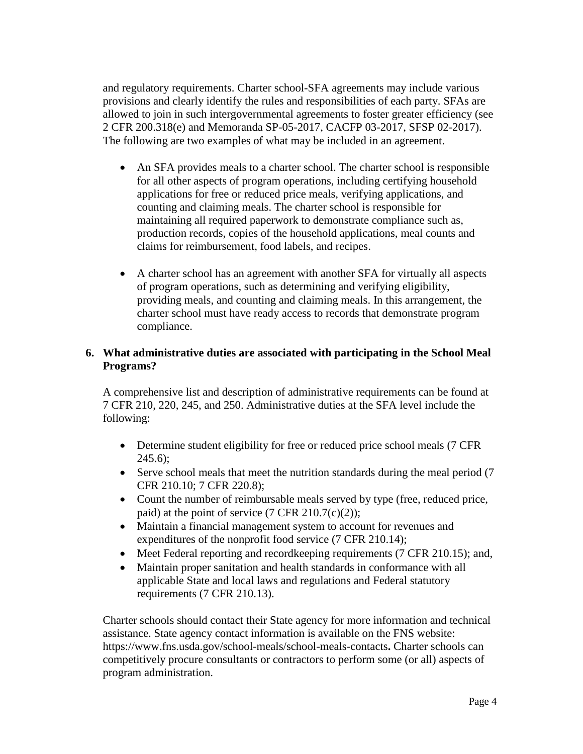and regulatory requirements. Charter school-SFA agreements may include various provisions and clearly identify the rules and responsibilities of each party. SFAs are allowed to join in such intergovernmental agreements to foster greater efficiency (see 2 CFR 200.318(e) and Memoranda SP-05-2017, CACFP 03-2017, SFSP 02-2017). The following are two examples of what may be included in an agreement.

- An SFA provides meals to a charter school. The charter school is responsible for all other aspects of program operations, including certifying household applications for free or reduced price meals, verifying applications, and counting and claiming meals. The charter school is responsible for maintaining all required paperwork to demonstrate compliance such as, production records, copies of the household applications, meal counts and claims for reimbursement, food labels, and recipes.

- A charter school has an agreement with another SFA for virtually all aspects of program operations, such as determining and verifying eligibility, providing meals, and counting and claiming meals. In this arrangement, the charter school must have ready access to records that demonstrate program compliance.

**6. What administrative duties are associated with participating in the School Meal Programs?**

A comprehensive list and description of administrative requirements can be found at 7 CFR 210, 220, 245, and 250. Administrative duties at the SFA level include the following:

- Determine student eligibility for free or reduced price school meals (7 CFR 245.6);
- Serve school meals that meet the nutrition standards during the meal period (7 CFR 210.10; 7 CFR 220.8);
- Count the number of reimbursable meals served by type (free, reduced price, paid) at the point of service (7 CFR 210.7(c)(2));
- Maintain a financial management system to account for revenues and expenditures of the nonprofit food service (7 CFR 210.14);
- Meet Federal reporting and recordkeeping requirements (7 CFR 210.15); and,
- Maintain proper sanitation and health standards in conformance with all applicable State and local laws and regulations and Federal statutory requirements (7 CFR 210.13).

Charter schools should contact their State agency for more information and technical assistance. State agency contact information is available on the FNS website: https://www.fns.usda.gov/school-meals/school-meals-contacts**.** Charter schools can competitively procure consultants or contractors to perform some (or all) aspects of program administration.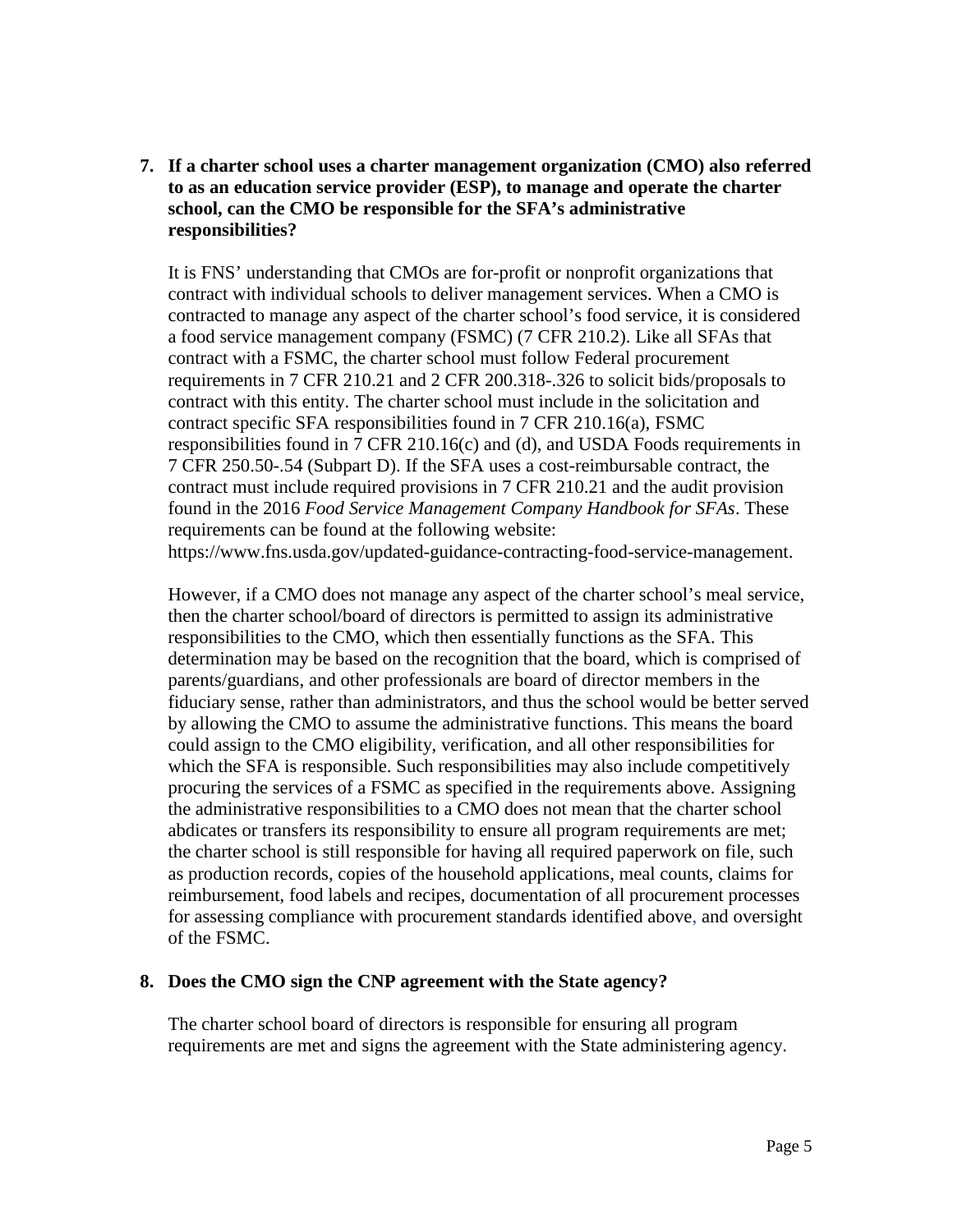**7. If a charter school uses a charter management organization (CMO) also referred to as an education service provider (ESP), to manage and operate the charter school, can the CMO be responsible for the SFA's administrative responsibilities?**

It is FNS' understanding that CMOs are for-profit or nonprofit organizations that contract with individual schools to deliver management services. When a CMO is contracted to manage any aspect of the charter school's food service, it is considered a food service management company (FSMC) (7 CFR 210.2). Like all SFAs that contract with a FSMC, the charter school must follow Federal procurement requirements in 7 CFR 210.21 and 2 CFR 200.318-.326 to solicit bids/proposals to contract with this entity. The charter school must include in the solicitation and contract specific SFA responsibilities found in 7 CFR 210.16(a), FSMC responsibilities found in 7 CFR 210.16(c) and (d), and USDA Foods requirements in 7 CFR 250.50-.54 (Subpart D). If the SFA uses a cost-reimbursable contract, the contract must include required provisions in 7 CFR 210.21 and the audit provision found in the 2016 *Food Service Management Company Handbook for SFAs*. These requirements can be found at the following website: https://www.fns.usda.gov/updated-guidance-contracting-food-service-management.

However, if a CMO does not manage any aspect of the charter school's meal service, then the charter school/board of directors is permitted to assign its administrative responsibilities to the CMO, which then essentially functions as the SFA. This determination may be based on the recognition that the board, which is comprised of parents/guardians, and other professionals are board of director members in the fiduciary sense, rather than administrators, and thus the school would be better served by allowing the CMO to assume the administrative functions. This means the board could assign to the CMO eligibility, verification, and all other responsibilities for which the SFA is responsible. Such responsibilities may also include competitively procuring the services of a FSMC as specified in the requirements above. Assigning the administrative responsibilities to a CMO does not mean that the charter school abdicates or transfers its responsibility to ensure all program requirements are met; the charter school is still responsible for having all required paperwork on file, such as production records, copies of the household applications, meal counts, claims for reimbursement, food labels and recipes, documentation of all procurement processes for assessing compliance with procurement standards identified above, and oversight of the FSMC.

**8. Does the CMO sign the CNP agreement with the State agency?**

The charter school board of directors is responsible for ensuring all program requirements are met and signs the agreement with the State administering agency.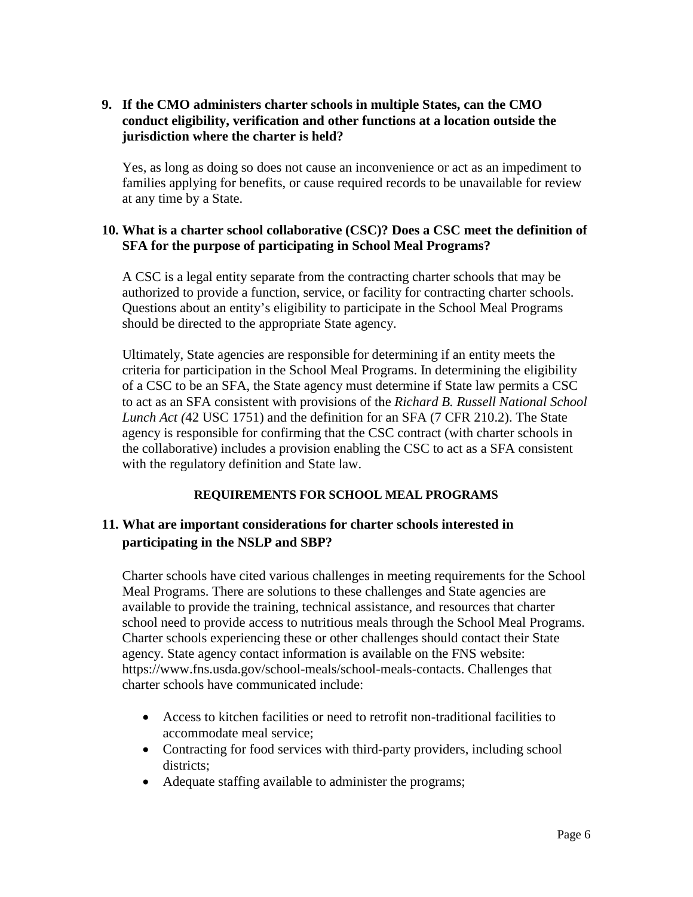**9. If the CMO administers charter schools in multiple States, can the CMO conduct eligibility, verification and other functions at a location outside the jurisdiction where the charter is held?**

Yes, as long as doing so does not cause an inconvenience or act as an impediment to families applying for benefits, or cause required records to be unavailable for review at any time by a State.

**10. What is a charter school collaborative (CSC)? Does a CSC meet the definition of SFA for the purpose of participating in School Meal Programs?**

A CSC is a legal entity separate from the contracting charter schools that may be authorized to provide a function, service, or facility for contracting charter schools. Questions about an entity's eligibility to participate in the School Meal Programs should be directed to the appropriate State agency.

Ultimately, State agencies are responsible for determining if an entity meets the criteria for participation in the School Meal Programs. In determining the eligibility of a CSC to be an SFA, the State agency must determine if State law permits a CSC to act as an SFA consistent with provisions of the *Richard B. Russell National School Lunch Act (*42 USC 1751) and the definition for an SFA (7 CFR 210.2). The State agency is responsible for confirming that the CSC contract (with charter schools in the collaborative) includes a provision enabling the CSC to act as a SFA consistent with the regulatory definition and State law.

## REQUIREMENTS FOR SCHOOL MEAL PROGRAMS

**11. What are important considerations for charter schools interested in participating in the NSLP and SBP?**

Charter schools have cited various challenges in meeting requirements for the School Meal Programs. There are solutions to these challenges and State agencies are available to provide the training, technical assistance, and resources that charter school need to provide access to nutritious meals through the School Meal Programs. Charter schools experiencing these or other challenges should contact their State agency. State agency contact information is available on the FNS website: https://www.fns.usda.gov/school-meals/school-meals-contacts. Challenges that charter schools have communicated include:

- Access to kitchen facilities or need to retrofit non-traditional facilities to accommodate meal service;
- Contracting for food services with third-party providers, including school districts;
- Adequate staffing available to administer the programs;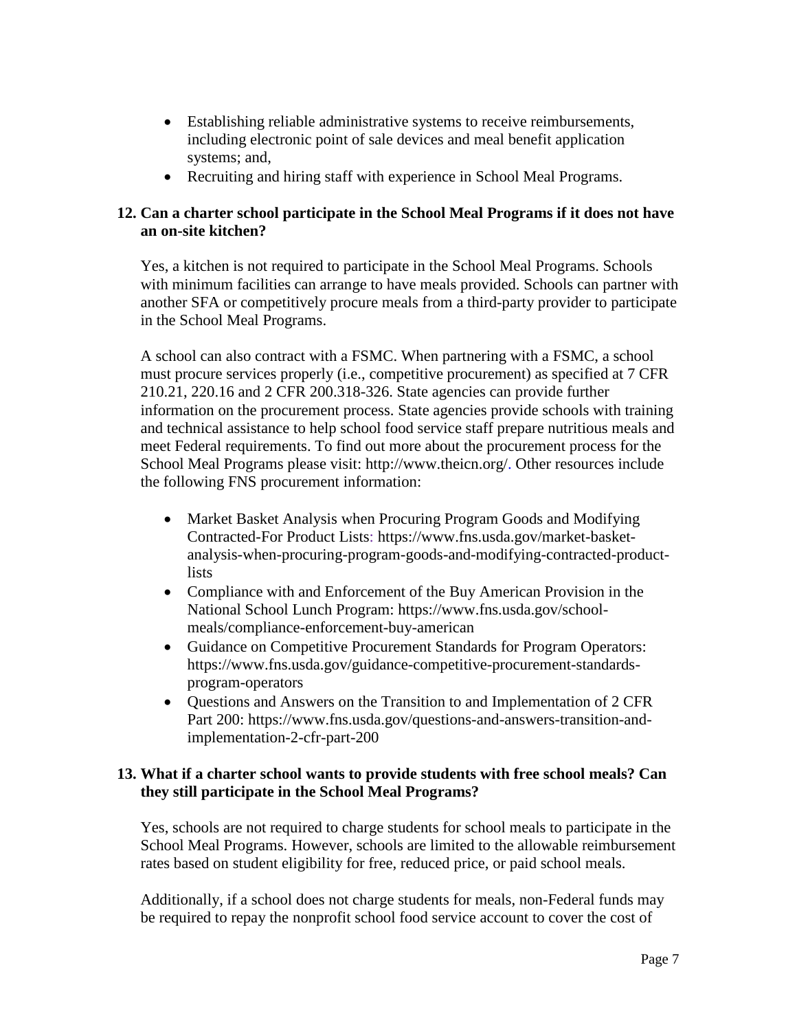- Establishing reliable administrative systems to receive reimbursements, including electronic point of sale devices and meal benefit application systems; and,
- Recruiting and hiring staff with experience in School Meal Programs.

**12. Can a charter school participate in the School Meal Programs if it does not have an on-site kitchen?**

Yes, a kitchen is not required to participate in the School Meal Programs. Schools with minimum facilities can arrange to have meals provided. Schools can partner with another SFA or competitively procure meals from a third-party provider to participate in the School Meal Programs.

A school can also contract with a FSMC. When partnering with a FSMC, a school must procure services properly (i.e., competitive procurement) as specified at 7 CFR 210.21, 220.16 and 2 CFR 200.318-326. State agencies can provide further information on the procurement process. State agencies provide schools with training and technical assistance to help school food service staff prepare nutritious meals and meet Federal requirements. To find out more about the procurement process for the School Meal Programs please visit: http://www.theicn.org/. Other resources include the following FNS procurement information:

- Market Basket Analysis when Procuring Program Goods and Modifying Contracted-For Product Lists: https://www.fns.usda.gov/market-basket-analysis-when-procuring-program-goods-and-modifying-contracted-product-lists
- Compliance with and Enforcement of the Buy American Provision in the National School Lunch Program: https://www.fns.usda.gov/school-meals/compliance-enforcement-buy-american
- Guidance on Competitive Procurement Standards for Program Operators: https://www.fns.usda.gov/guidance-competitive-procurement-standards-program-operators
- Questions and Answers on the Transition to and Implementation of 2 CFR Part 200: https://www.fns.usda.gov/questions-and-answers-transition-and-implementation-2-cfr-part-200

**13. What if a charter school wants to provide students with free school meals? Can they still participate in the School Meal Programs?**

Yes, schools are not required to charge students for school meals to participate in the School Meal Programs. However, schools are limited to the allowable reimbursement rates based on student eligibility for free, reduced price, or paid school meals.

Additionally, if a school does not charge students for meals, non-Federal funds may be required to repay the nonprofit school food service account to cover the cost of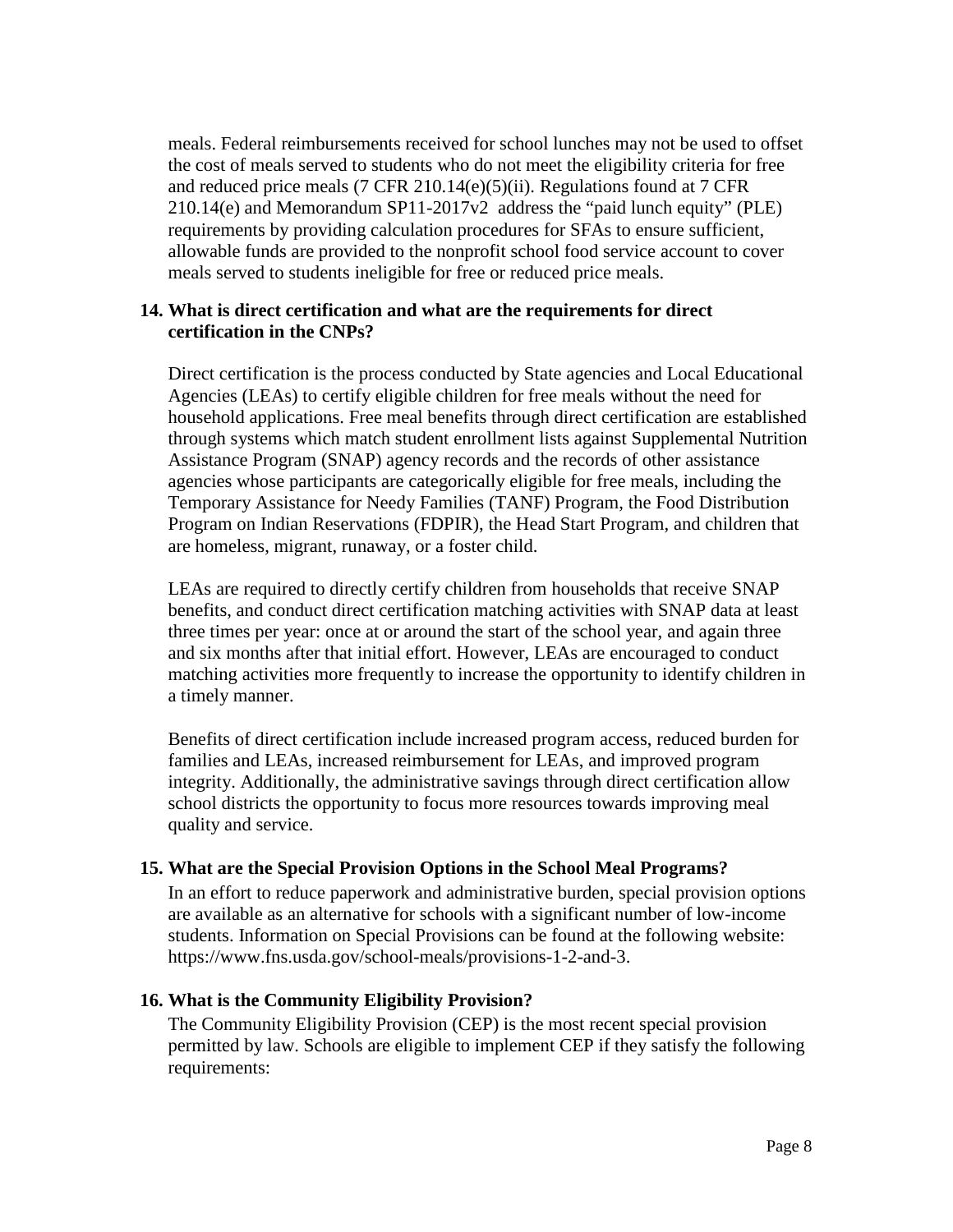meals. Federal reimbursements received for school lunches may not be used to offset the cost of meals served to students who do not meet the eligibility criteria for free and reduced price meals (7 CFR 210.14(e)(5)(ii). Regulations found at 7 CFR 210.14(e) and Memorandum SP11-2017v2 address the "paid lunch equity" (PLE) requirements by providing calculation procedures for SFAs to ensure sufficient, allowable funds are provided to the nonprofit school food service account to cover meals served to students ineligible for free or reduced price meals.

**14. What is direct certification and what are the requirements for direct certification in the CNPs?**

Direct certification is the process conducted by State agencies and Local Educational Agencies (LEAs) to certify eligible children for free meals without the need for household applications. Free meal benefits through direct certification are established through systems which match student enrollment lists against Supplemental Nutrition Assistance Program (SNAP) agency records and the records of other assistance agencies whose participants are categorically eligible for free meals, including the Temporary Assistance for Needy Families (TANF) Program, the Food Distribution Program on Indian Reservations (FDPIR), the Head Start Program, and children that are homeless, migrant, runaway, or a foster child.

LEAs are required to directly certify children from households that receive SNAP benefits, and conduct direct certification matching activities with SNAP data at least three times per year: once at or around the start of the school year, and again three and six months after that initial effort. However, LEAs are encouraged to conduct matching activities more frequently to increase the opportunity to identify children in a timely manner.

Benefits of direct certification include increased program access, reduced burden for families and LEAs, increased reimbursement for LEAs, and improved program integrity. Additionally, the administrative savings through direct certification allow school districts the opportunity to focus more resources towards improving meal quality and service.

**15. What are the Special Provision Options in the School Meal Programs?**

In an effort to reduce paperwork and administrative burden, special provision options are available as an alternative for schools with a significant number of low-income students. Information on Special Provisions can be found at the following website: https://www.fns.usda.gov/school-meals/provisions-1-2-and-3.

**16. What is the Community Eligibility Provision?**

The Community Eligibility Provision (CEP) is the most recent special provision permitted by law. Schools are eligible to implement CEP if they satisfy the following requirements: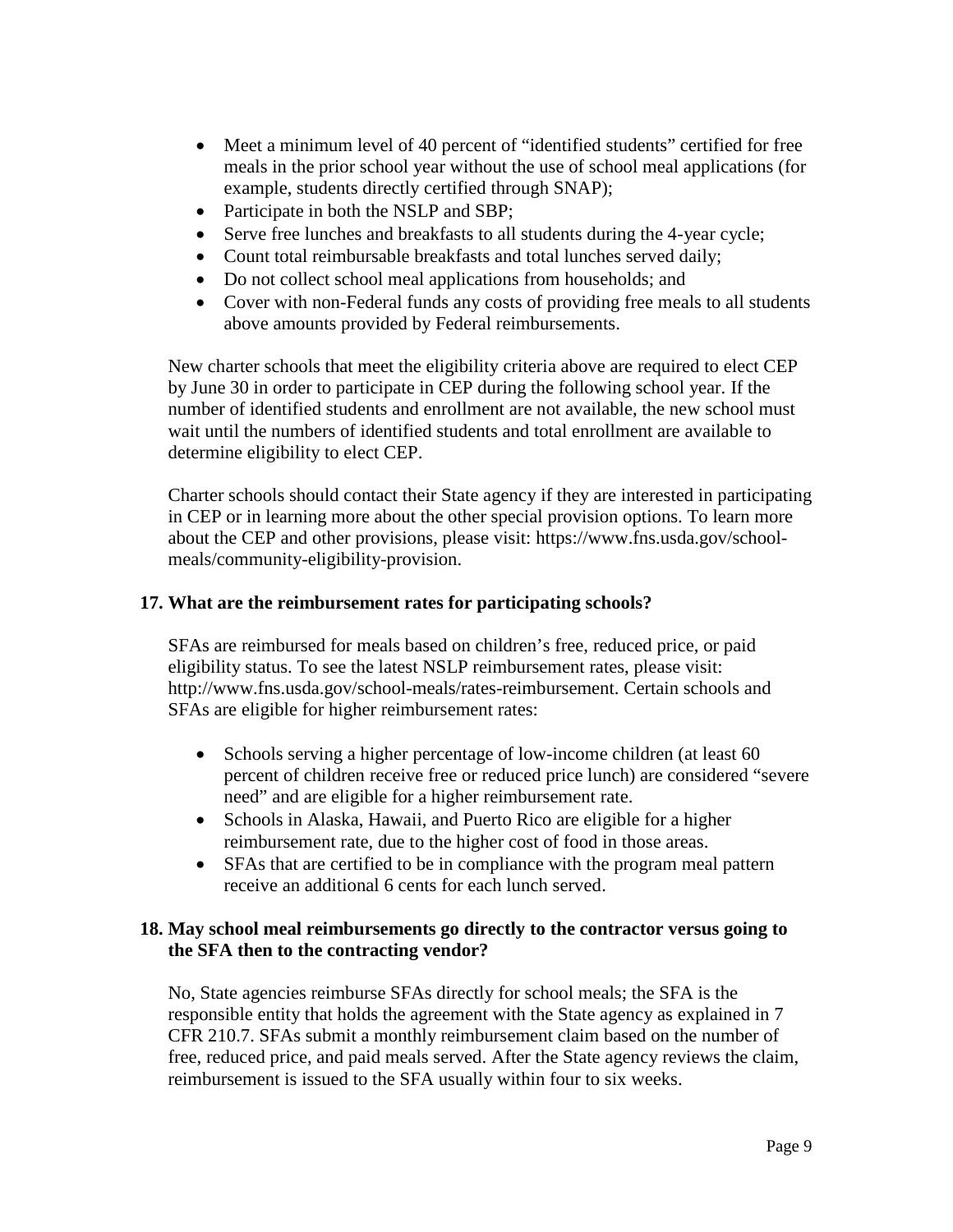- Meet a minimum level of 40 percent of "identified students" certified for free meals in the prior school year without the use of school meal applications (for example, students directly certified through SNAP);
- Participate in both the NSLP and SBP;
- Serve free lunches and breakfasts to all students during the 4-year cycle;
- Count total reimbursable breakfasts and total lunches served daily;
- Do not collect school meal applications from households; and
- Cover with non-Federal funds any costs of providing free meals to all students above amounts provided by Federal reimbursements.

New charter schools that meet the eligibility criteria above are required to elect CEP by June 30 in order to participate in CEP during the following school year. If the number of identified students and enrollment are not available, the new school must wait until the numbers of identified students and total enrollment are available to determine eligibility to elect CEP.

Charter schools should contact their State agency if they are interested in participating in CEP or in learning more about the other special provision options. To learn more about the CEP and other provisions, please visit: https://www.fns.usda.gov/school-meals/community-eligibility-provision.

**17. What are the reimbursement rates for participating schools?**

SFAs are reimbursed for meals based on children's free, reduced price, or paid eligibility status. To see the latest NSLP reimbursement rates, please visit: http://www.fns.usda.gov/school-meals/rates-reimbursement. Certain schools and SFAs are eligible for higher reimbursement rates:

- Schools serving a higher percentage of low-income children (at least 60 percent of children receive free or reduced price lunch) are considered "severe need" and are eligible for a higher reimbursement rate.
- Schools in Alaska, Hawaii, and Puerto Rico are eligible for a higher reimbursement rate, due to the higher cost of food in those areas.
- SFAs that are certified to be in compliance with the program meal pattern receive an additional 6 cents for each lunch served.

**18. May school meal reimbursements go directly to the contractor versus going to the SFA then to the contracting vendor?**

No, State agencies reimburse SFAs directly for school meals; the SFA is the responsible entity that holds the agreement with the State agency as explained in 7 CFR 210.7. SFAs submit a monthly reimbursement claim based on the number of free, reduced price, and paid meals served. After the State agency reviews the claim, reimbursement is issued to the SFA usually within four to six weeks.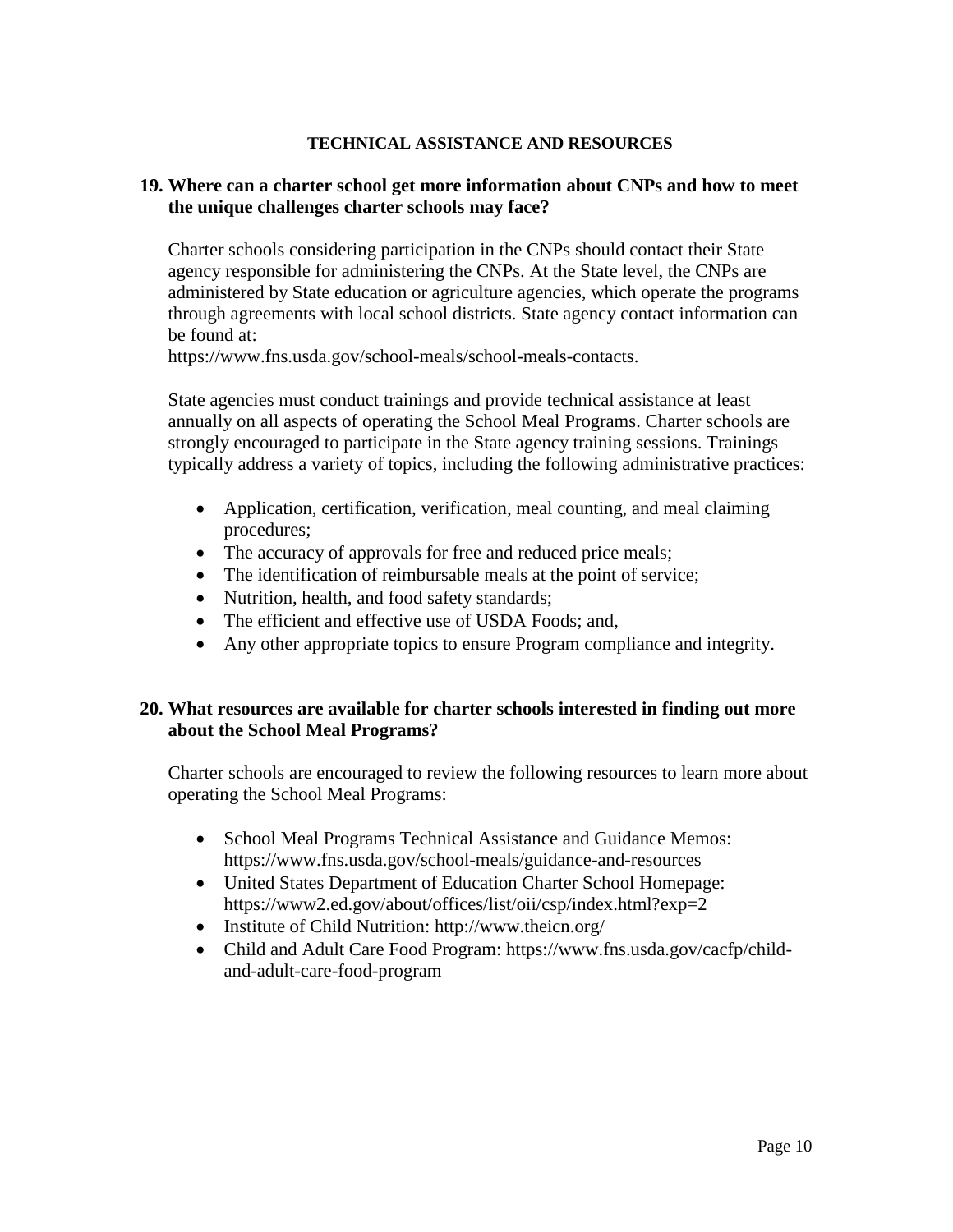## TECHNICAL ASSISTANCE AND RESOURCES

**19. Where can a charter school get more information about CNPs and how to meet the unique challenges charter schools may face?**

Charter schools considering participation in the CNPs should contact their State agency responsible for administering the CNPs. At the State level, the CNPs are administered by State education or agriculture agencies, which operate the programs through agreements with local school districts. State agency contact information can be found at:
https://www.fns.usda.gov/school-meals/school-meals-contacts.

State agencies must conduct trainings and provide technical assistance at least annually on all aspects of operating the School Meal Programs. Charter schools are strongly encouraged to participate in the State agency training sessions. Trainings typically address a variety of topics, including the following administrative practices:

- Application, certification, verification, meal counting, and meal claiming procedures;
- The accuracy of approvals for free and reduced price meals;
- The identification of reimbursable meals at the point of service;
- Nutrition, health, and food safety standards;
- The efficient and effective use of USDA Foods; and,
- Any other appropriate topics to ensure Program compliance and integrity.

**20. What resources are available for charter schools interested in finding out more about the School Meal Programs?**

Charter schools are encouraged to review the following resources to learn more about operating the School Meal Programs:

- School Meal Programs Technical Assistance and Guidance Memos: https://www.fns.usda.gov/school-meals/guidance-and-resources
- United States Department of Education Charter School Homepage: https://www2.ed.gov/about/offices/list/oii/csp/index.html?exp=2
- Institute of Child Nutrition: http://www.theicn.org/
- Child and Adult Care Food Program: https://www.fns.usda.gov/cacfp/child-and-adult-care-food-program